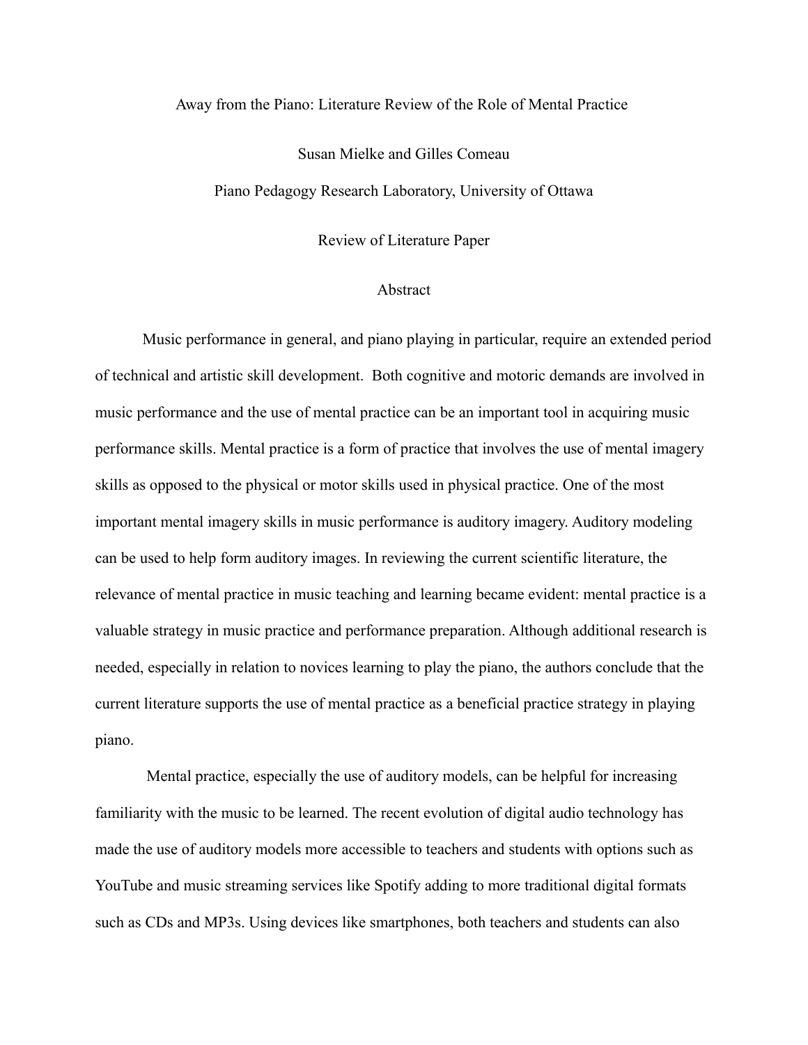# Away from the Piano: Literature Review of the Role of Mental Practice

Susan Mielke and Gilles Comeau

Piano Pedagogy Research Laboratory, University of Ottawa

Review of Literature Paper

## Abstract

Music performance in general, and piano playing in particular, require an extended period of technical and artistic skill development. Both cognitive and motoric demands are involved in music performance and the use of mental practice can be an important tool in acquiring music performance skills. Mental practice is a form of practice that involves the use of mental imagery skills as opposed to the physical or motor skills used in physical practice. One of the most important mental imagery skills in music performance is auditory imagery. Auditory modeling can be used to help form auditory images. In reviewing the current scientific literature, the relevance of mental practice in music teaching and learning became evident: mental practice is a valuable strategy in music practice and performance preparation. Although additional research is needed, especially in relation to novices learning to play the piano, the authors conclude that the current literature supports the use of mental practice as a beneficial practice strategy in playing piano.

Mental practice, especially the use of auditory models, can be helpful for increasing familiarity with the music to be learned. The recent evolution of digital audio technology has made the use of auditory models more accessible to teachers and students with options such as YouTube and music streaming services like Spotify adding to more traditional digital formats such as CDs and MP3s. Using devices like smartphones, both teachers and students can also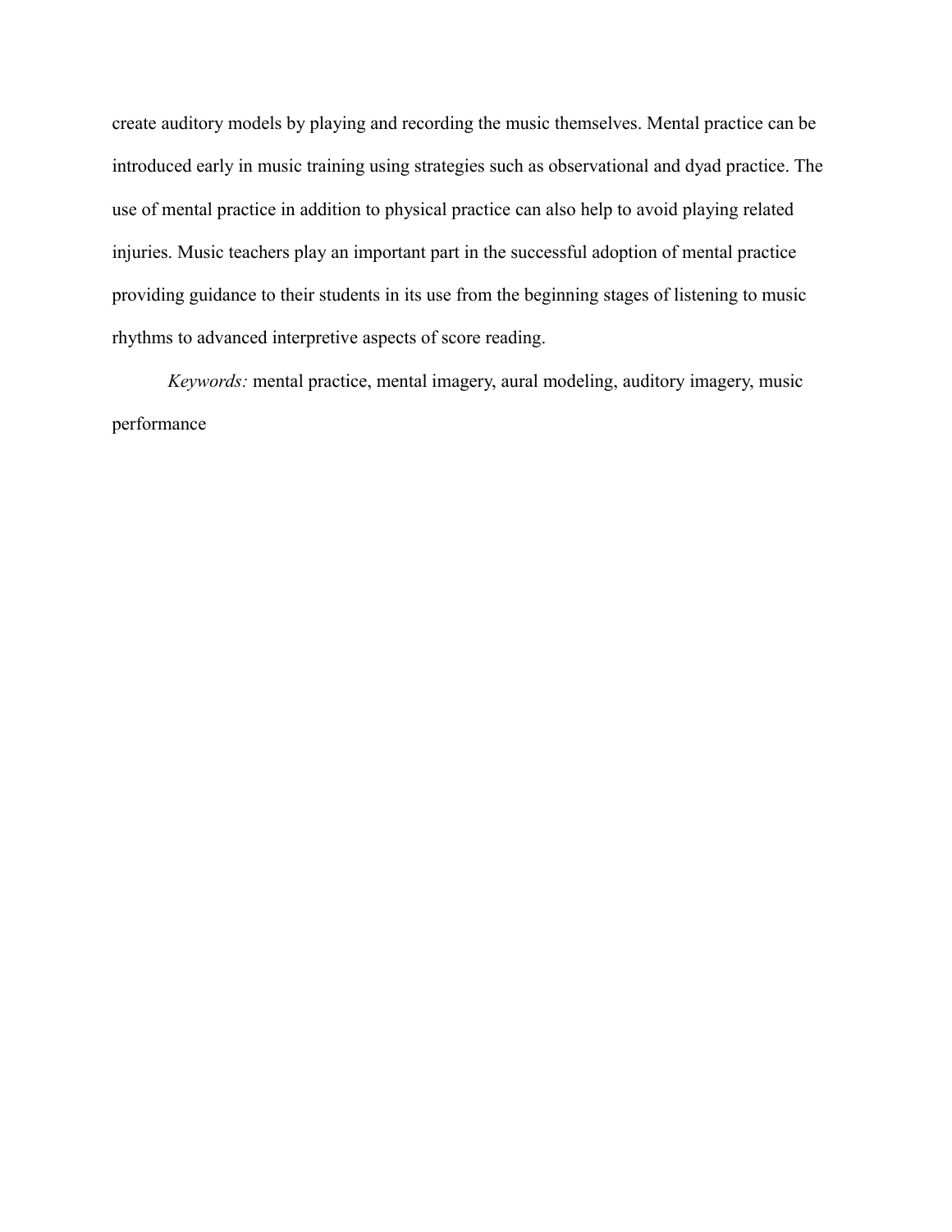create auditory models by playing and recording the music themselves. Mental practice can be introduced early in music training using strategies such as observational and dyad practice. The use of mental practice in addition to physical practice can also help to avoid playing related injuries. Music teachers play an important part in the successful adoption of mental practice providing guidance to their students in its use from the beginning stages of listening to music rhythms to advanced interpretive aspects of score reading.

*Keywords:* mental practice, mental imagery, aural modeling, auditory imagery, music performance